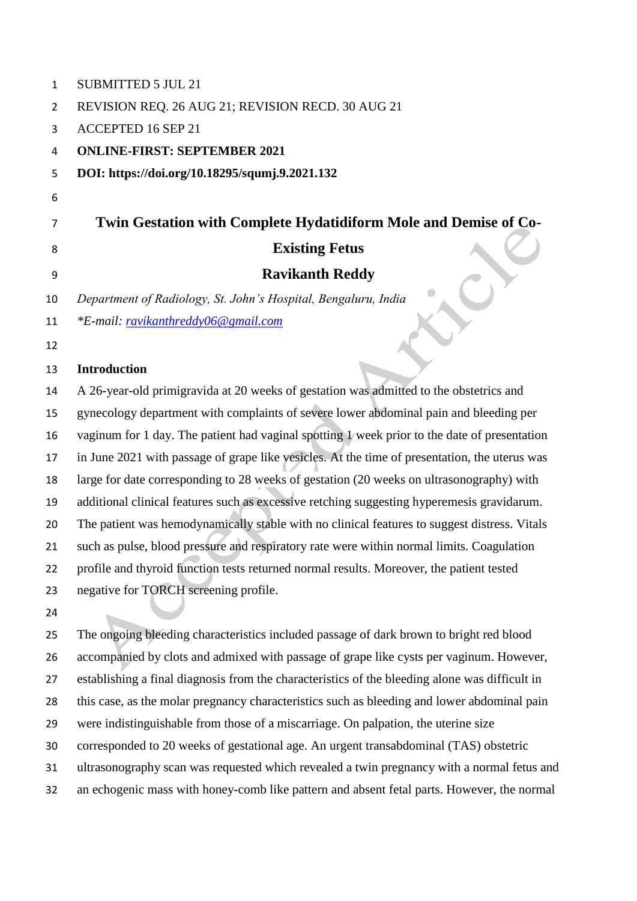SUBMITTED 5 JUL 21

REVISION REQ. 26 AUG 21; REVISION RECD. 30 AUG 21

ACCEPTED 16 SEP 21

**ONLINE-FIRST: SEPTEMBER 2021**

**DOI: https://doi.org/10.18295/squmj.9.2021.132**

# Twin Gestation with Complete Hydatidiform Mole and Demise of Co-Existing Fetus

**Ravikanth Reddy**

*Department of Radiology, St. John's Hospital, Bengaluru, India*

*\*E-mail: ravikanthreddy06@gmail.com*

## Introduction

A 26-year-old primigravida at 20 weeks of gestation was admitted to the obstetrics and gynecology department with complaints of severe lower abdominal pain and bleeding per vaginum for 1 day. The patient had vaginal spotting 1 week prior to the date of presentation in June 2021 with passage of grape like vesicles. At the time of presentation, the uterus was large for date corresponding to 28 weeks of gestation (20 weeks on ultrasonography) with additional clinical features such as excessive retching suggesting hyperemesis gravidarum. The patient was hemodynamically stable with no clinical features to suggest distress. Vitals such as pulse, blood pressure and respiratory rate were within normal limits. Coagulation profile and thyroid function tests returned normal results. Moreover, the patient tested negative for TORCH screening profile.

The ongoing bleeding characteristics included passage of dark brown to bright red blood accompanied by clots and admixed with passage of grape like cysts per vaginum. However, establishing a final diagnosis from the characteristics of the bleeding alone was difficult in this case, as the molar pregnancy characteristics such as bleeding and lower abdominal pain were indistinguishable from those of a miscarriage. On palpation, the uterine size corresponded to 20 weeks of gestational age. An urgent transabdominal (TAS) obstetric ultrasonography scan was requested which revealed a twin pregnancy with a normal fetus and an echogenic mass with honey-comb like pattern and absent fetal parts. However, the normal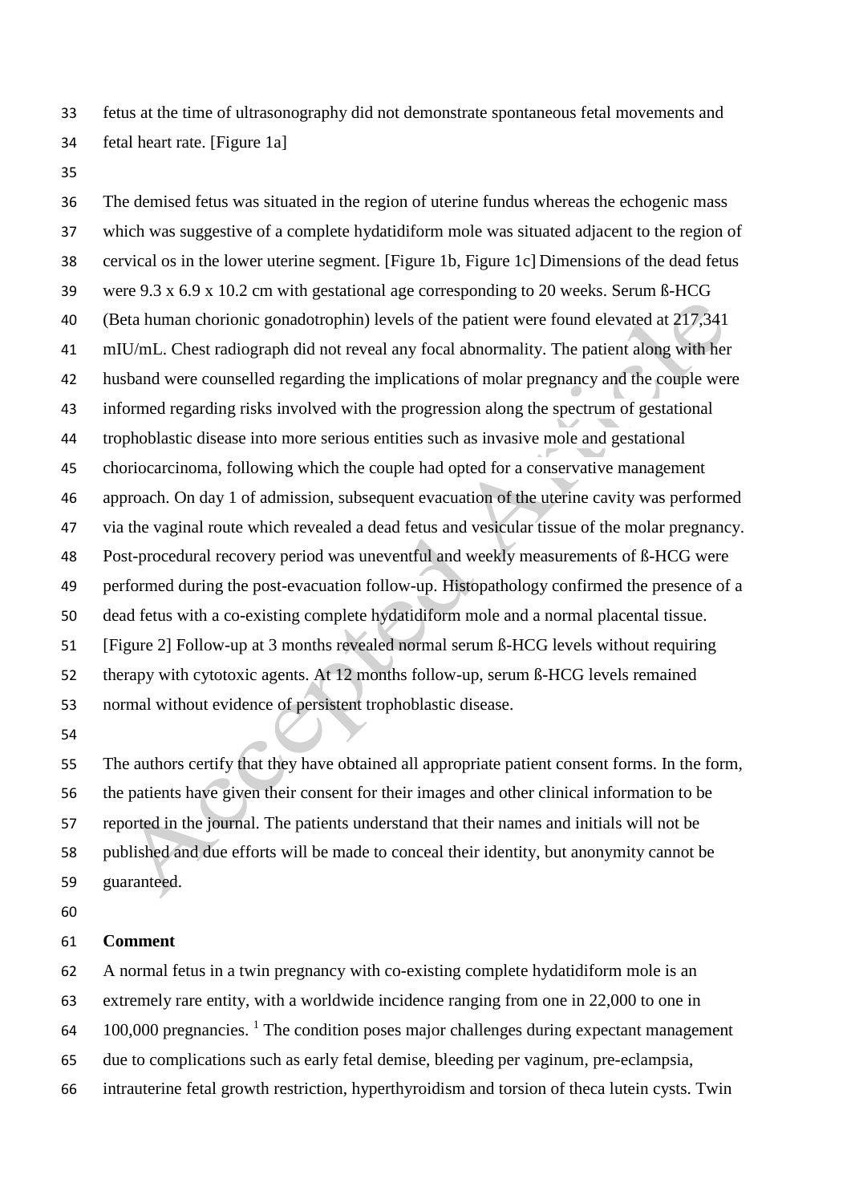fetus at the time of ultrasonography did not demonstrate spontaneous fetal movements and fetal heart rate. [Figure 1a]

The demised fetus was situated in the region of uterine fundus whereas the echogenic mass which was suggestive of a complete hydatidiform mole was situated adjacent to the region of cervical os in the lower uterine segment. [Figure 1b, Figure 1c] Dimensions of the dead fetus were 9.3 x 6.9 x 10.2 cm with gestational age corresponding to 20 weeks. Serum ß-HCG (Beta human chorionic gonadotrophin) levels of the patient were found elevated at 217,341 mIU/mL. Chest radiograph did not reveal any focal abnormality. The patient along with her husband were counselled regarding the implications of molar pregnancy and the couple were informed regarding risks involved with the progression along the spectrum of gestational trophoblastic disease into more serious entities such as invasive mole and gestational choriocarcinoma, following which the couple had opted for a conservative management approach. On day 1 of admission, subsequent evacuation of the uterine cavity was performed via the vaginal route which revealed a dead fetus and vesicular tissue of the molar pregnancy. Post-procedural recovery period was uneventful and weekly measurements of ß-HCG were performed during the post-evacuation follow-up. Histopathology confirmed the presence of a dead fetus with a co-existing complete hydatidiform mole and a normal placental tissue. [Figure 2] Follow-up at 3 months revealed normal serum ß-HCG levels without requiring therapy with cytotoxic agents. At 12 months follow-up, serum ß-HCG levels remained normal without evidence of persistent trophoblastic disease.

The authors certify that they have obtained all appropriate patient consent forms. In the form, the patients have given their consent for their images and other clinical information to be reported in the journal. The patients understand that their names and initials will not be published and due efforts will be made to conceal their identity, but anonymity cannot be guaranteed.

## Comment

A normal fetus in a twin pregnancy with co-existing complete hydatidiform mole is an extremely rare entity, with a worldwide incidence ranging from one in 22,000 to one in 100,000 pregnancies. [1] The condition poses major challenges during expectant management due to complications such as early fetal demise, bleeding per vaginum, pre-eclampsia, intrauterine fetal growth restriction, hyperthyroidism and torsion of theca lutein cysts. Twin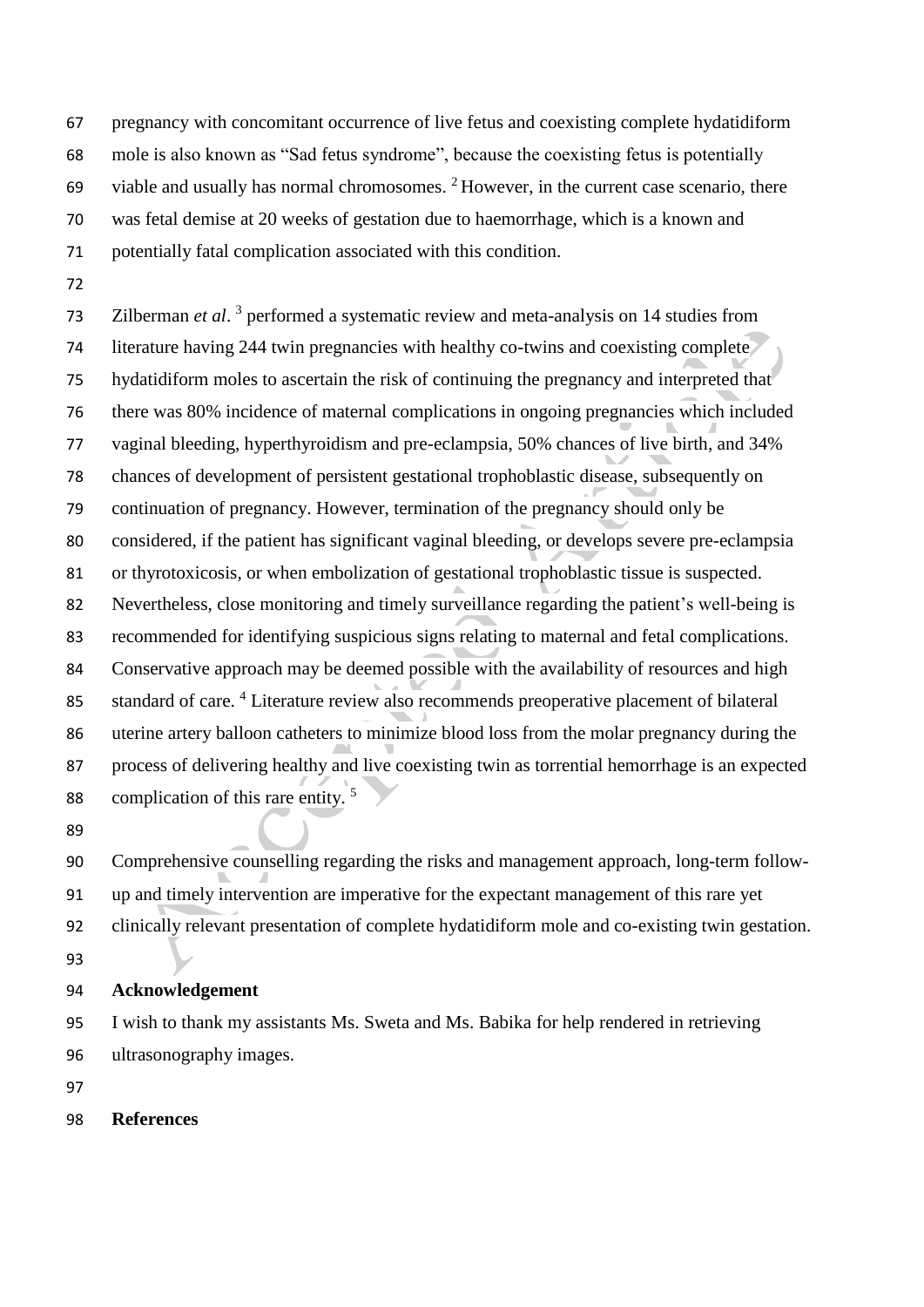pregnancy with concomitant occurrence of live fetus and coexisting complete hydatidiform mole is also known as "Sad fetus syndrome", because the coexisting fetus is potentially viable and usually has normal chromosomes. [2] However, in the current case scenario, there was fetal demise at 20 weeks of gestation due to haemorrhage, which is a known and potentially fatal complication associated with this condition.

Zilberman *et al*. [3] performed a systematic review and meta-analysis on 14 studies from literature having 244 twin pregnancies with healthy co-twins and coexisting complete hydatidiform moles to ascertain the risk of continuing the pregnancy and interpreted that there was 80% incidence of maternal complications in ongoing pregnancies which included vaginal bleeding, hyperthyroidism and pre-eclampsia, 50% chances of live birth, and 34% chances of development of persistent gestational trophoblastic disease, subsequently on continuation of pregnancy. However, termination of the pregnancy should only be considered, if the patient has significant vaginal bleeding, or develops severe pre-eclampsia or thyrotoxicosis, or when embolization of gestational trophoblastic tissue is suspected. Nevertheless, close monitoring and timely surveillance regarding the patient's well-being is recommended for identifying suspicious signs relating to maternal and fetal complications. Conservative approach may be deemed possible with the availability of resources and high standard of care. [4] Literature review also recommends preoperative placement of bilateral uterine artery balloon catheters to minimize blood loss from the molar pregnancy during the process of delivering healthy and live coexisting twin as torrential hemorrhage is an expected complication of this rare entity. [5]

Comprehensive counselling regarding the risks and management approach, long-term follow-up and timely intervention are imperative for the expectant management of this rare yet clinically relevant presentation of complete hydatidiform mole and co-existing twin gestation.

**Acknowledgement**

I wish to thank my assistants Ms. Sweta and Ms. Babika for help rendered in retrieving ultrasonography images.

**References**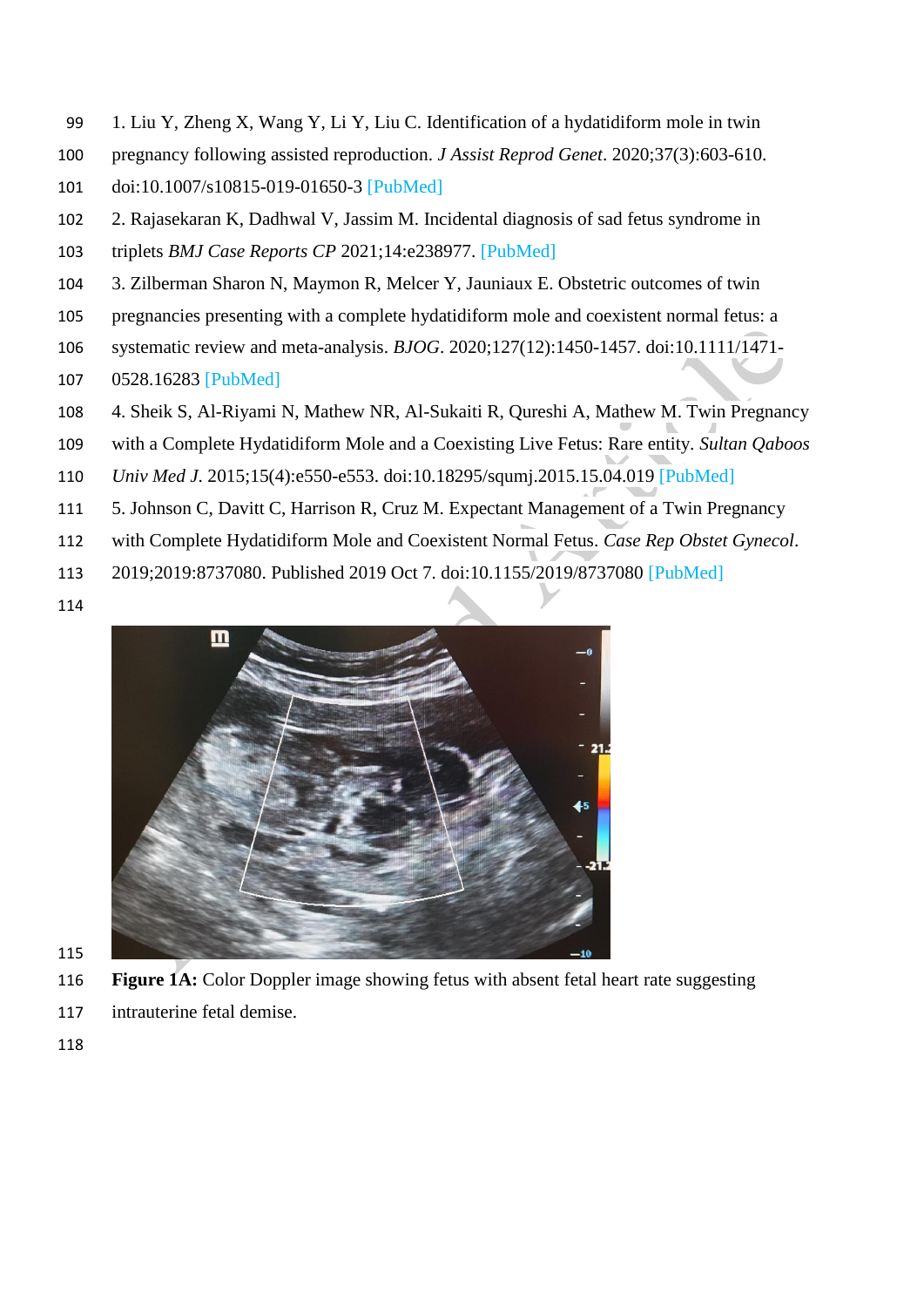1. Liu Y, Zheng X, Wang Y, Li Y, Liu C. Identification of a hydatidiform mole in twin pregnancy following assisted reproduction. *J Assist Reprod Genet*. 2020;37(3):603-610. doi:10.1007/s10815-019-01650-3 [PubMed]

2. Rajasekaran K, Dadhwal V, Jassim M. Incidental diagnosis of sad fetus syndrome in triplets *BMJ Case Reports CP* 2021;14:e238977. [PubMed]

3. Zilberman Sharon N, Maymon R, Melcer Y, Jauniaux E. Obstetric outcomes of twin pregnancies presenting with a complete hydatidiform mole and coexistent normal fetus: a systematic review and meta-analysis. *BJOG*. 2020;127(12):1450-1457. doi:10.1111/1471-0528.16283 [PubMed]

4. Sheik S, Al-Riyami N, Mathew NR, Al-Sukaiti R, Qureshi A, Mathew M. Twin Pregnancy with a Complete Hydatidiform Mole and a Coexisting Live Fetus: Rare entity. *Sultan Qaboos Univ Med J*. 2015;15(4):e550-e553. doi:10.18295/squmj.2015.15.04.019 [PubMed]

5. Johnson C, Davitt C, Harrison R, Cruz M. Expectant Management of a Twin Pregnancy with Complete Hydatidiform Mole and Coexistent Normal Fetus. *Case Rep Obstet Gynecol*. 2019;2019:8737080. Published 2019 Oct 7. doi:10.1155/2019/8737080 [PubMed]

**Figure 1A:** Color Doppler image showing fetus with absent fetal heart rate suggesting intrauterine fetal demise.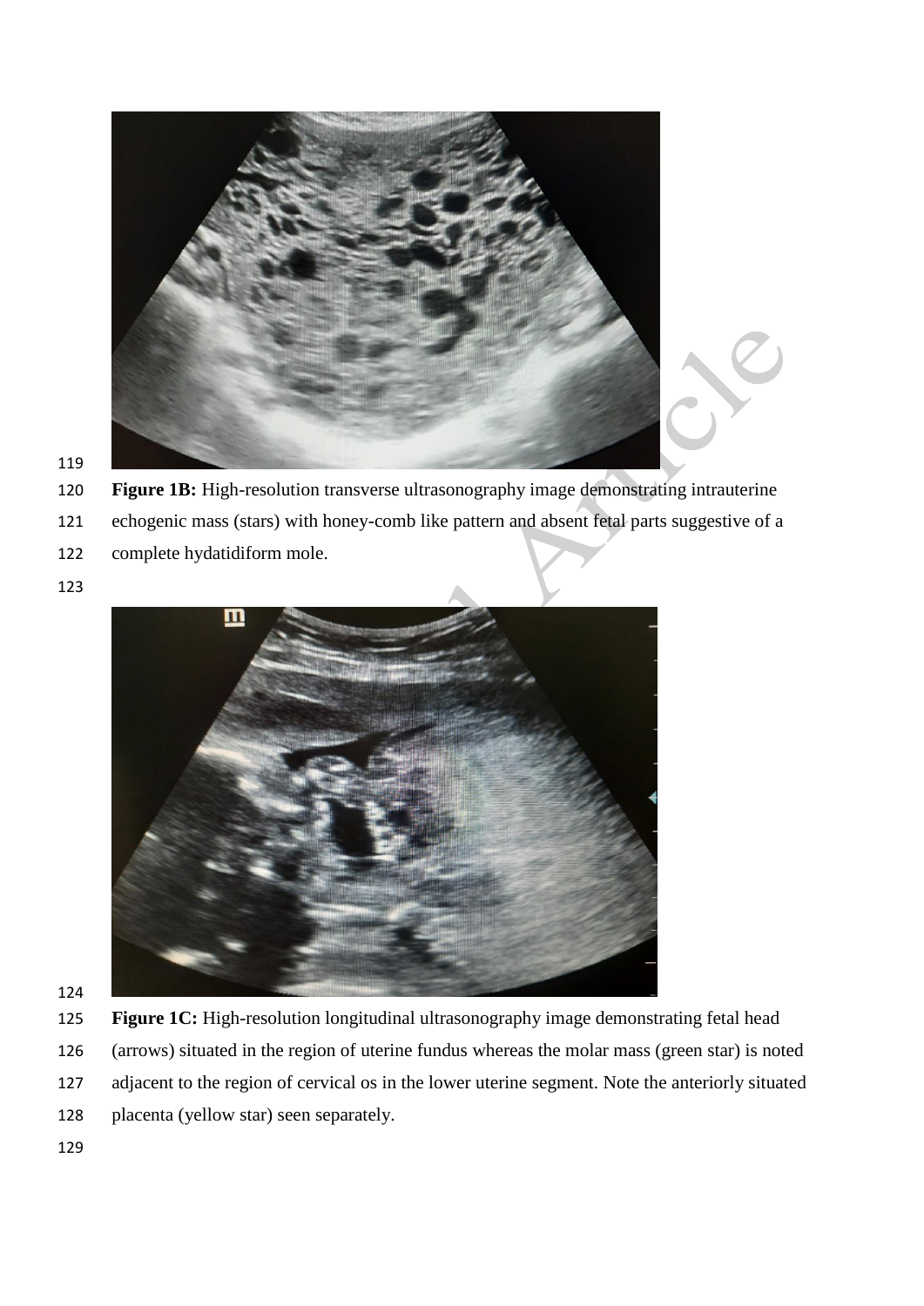**Figure 1B:** High-resolution transverse ultrasonography image demonstrating intrauterine echogenic mass (stars) with honey-comb like pattern and absent fetal parts suggestive of a complete hydatidiform mole.

**Figure 1C:** High-resolution longitudinal ultrasonography image demonstrating fetal head (arrows) situated in the region of uterine fundus whereas the molar mass (green star) is noted adjacent to the region of cervical os in the lower uterine segment. Note the anteriorly situated placenta (yellow star) seen separately.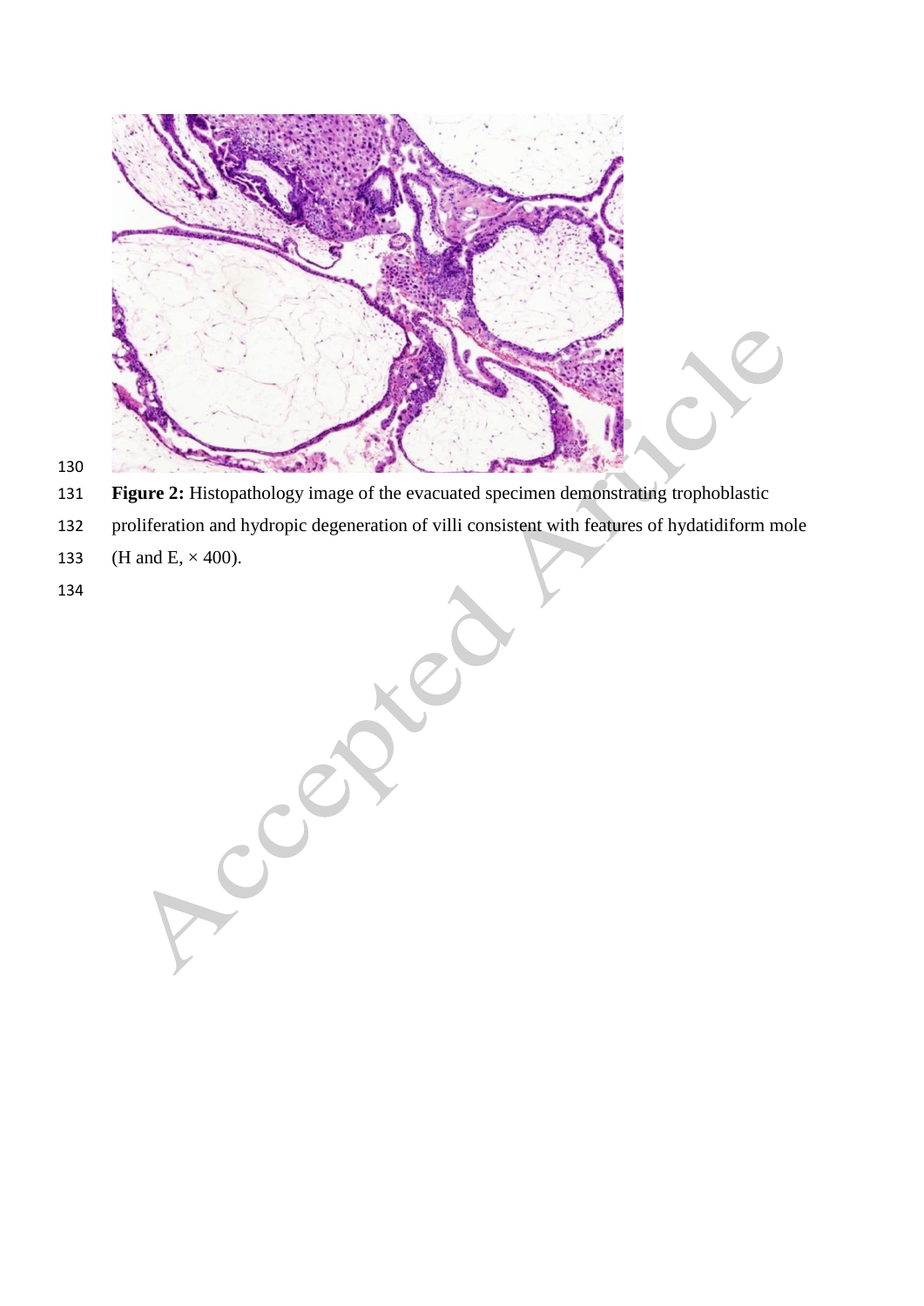**Figure 2:** Histopathology image of the evacuated specimen demonstrating trophoblastic proliferation and hydropic degeneration of villi consistent with features of hydatidiform mole (H and E, × 400).